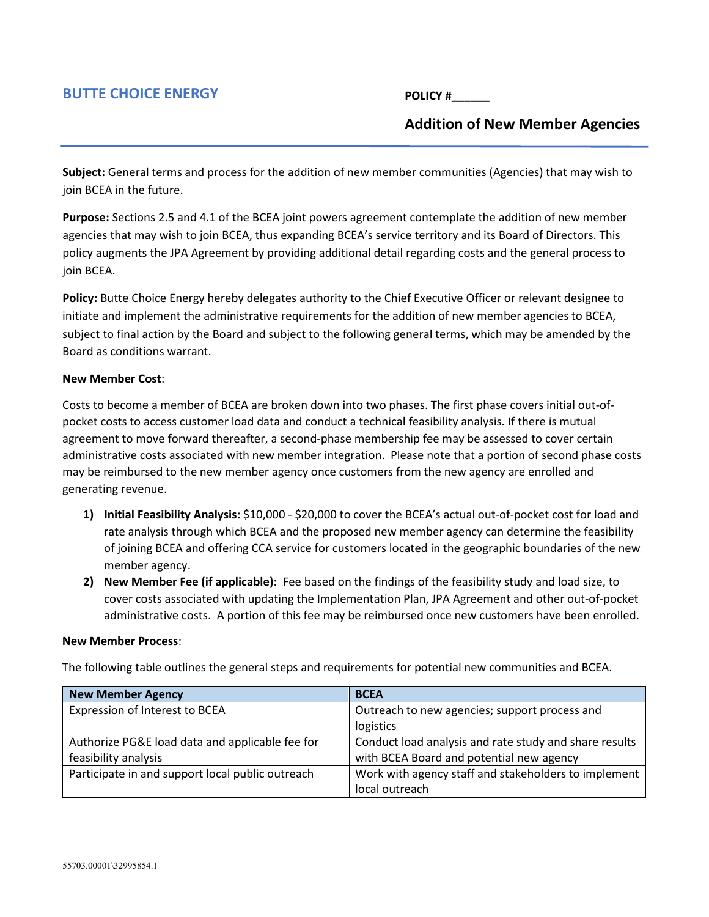# BUTTE CHOICE ENERGY

**POLICY #______**

## Addition of New Member Agencies

**Subject:** General terms and process for the addition of new member communities (Agencies) that may wish to join BCEA in the future.

**Purpose:** Sections 2.5 and 4.1 of the BCEA joint powers agreement contemplate the addition of new member agencies that may wish to join BCEA, thus expanding BCEA's service territory and its Board of Directors. This policy augments the JPA Agreement by providing additional detail regarding costs and the general process to join BCEA.

**Policy:** Butte Choice Energy hereby delegates authority to the Chief Executive Officer or relevant designee to initiate and implement the administrative requirements for the addition of new member agencies to BCEA, subject to final action by the Board and subject to the following general terms, which may be amended by the Board as conditions warrant.

**New Member Cost**:

Costs to become a member of BCEA are broken down into two phases. The first phase covers initial out-of-pocket costs to access customer load data and conduct a technical feasibility analysis. If there is mutual agreement to move forward thereafter, a second-phase membership fee may be assessed to cover certain administrative costs associated with new member integration. Please note that a portion of second phase costs may be reimbursed to the new member agency once customers from the new agency are enrolled and generating revenue.

1) **Initial Feasibility Analysis:** $10,000 - $20,000 to cover the BCEA's actual out-of-pocket cost for load and rate analysis through which BCEA and the proposed new member agency can determine the feasibility of joining BCEA and offering CCA service for customers located in the geographic boundaries of the new member agency.
2) **New Member Fee (if applicable):** Fee based on the findings of the feasibility study and load size, to cover costs associated with updating the Implementation Plan, JPA Agreement and other out-of-pocket administrative costs. A portion of this fee may be reimbursed once new customers have been enrolled.

**New Member Process**:

The following table outlines the general steps and requirements for potential new communities and BCEA.

| New Member Agency | BCEA |
|---|---|
| Expression of Interest to BCEA | Outreach to new agencies; support process and logistics |
| Authorize PG&E load data and applicable fee for feasibility analysis | Conduct load analysis and rate study and share results with BCEA Board and potential new agency |
| Participate in and support local public outreach | Work with agency staff and stakeholders to implement local outreach |

55703.00001\32995854.1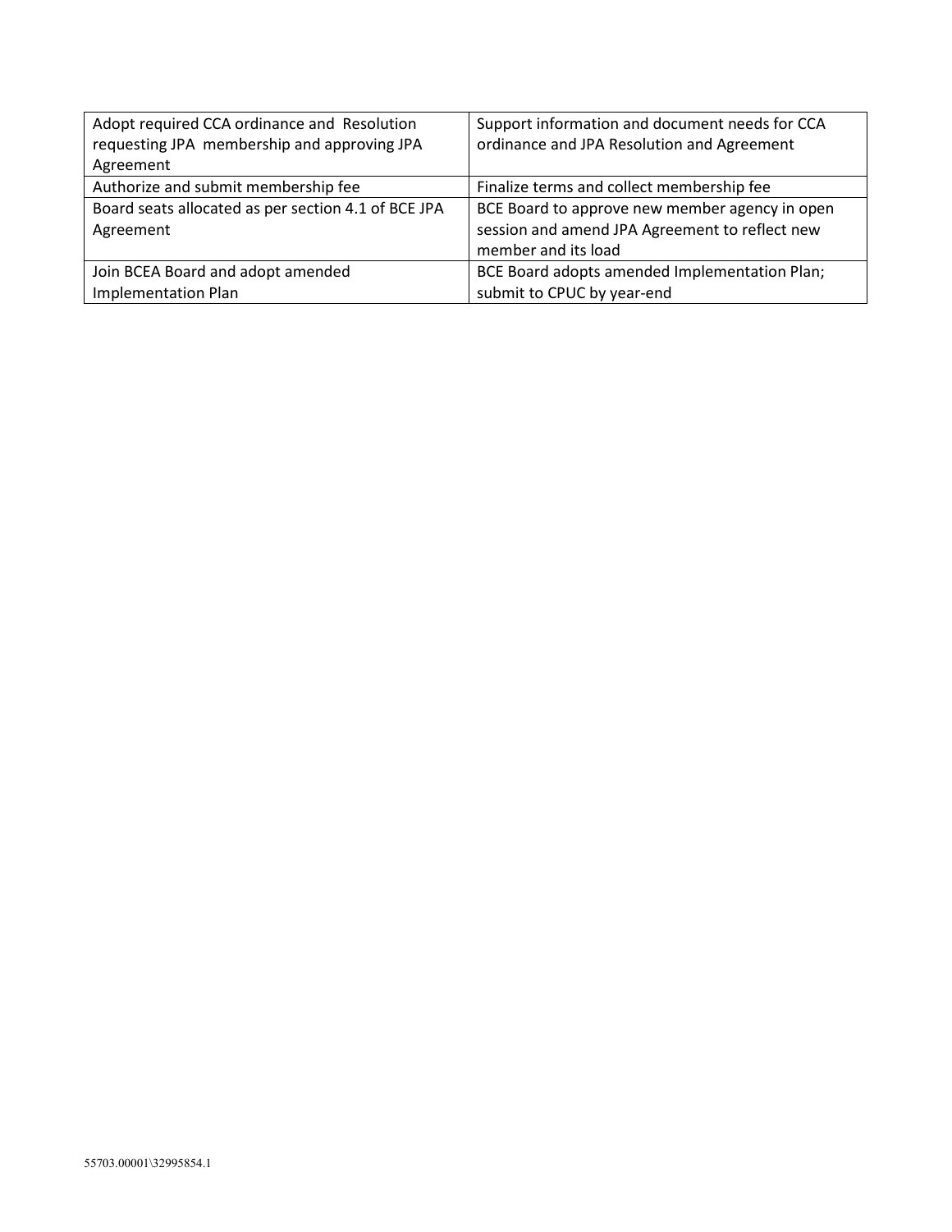| | |
|---|---|
| Adopt required CCA ordinance and Resolution requesting JPA membership and approving JPA Agreement | Support information and document needs for CCA ordinance and JPA Resolution and Agreement |
| Authorize and submit membership fee | Finalize terms and collect membership fee |
| Board seats allocated as per section 4.1 of BCE JPA Agreement | BCE Board to approve new member agency in open session and amend JPA Agreement to reflect new member and its load |
| Join BCEA Board and adopt amended Implementation Plan | BCE Board adopts amended Implementation Plan; submit to CPUC by year-end |

55703.00001\32995854.1